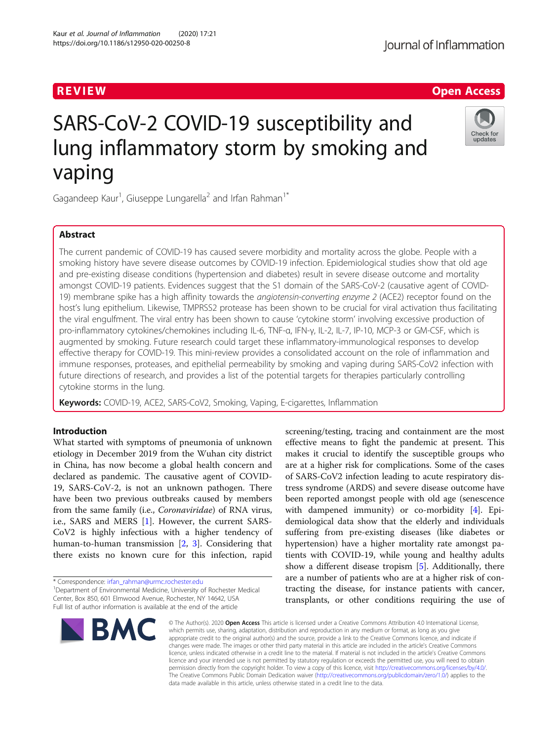REVIEW

Open Access

# SARS-CoV-2 COVID-19 susceptibility and lung inflammatory storm by smoking and vaping

Gagandeep Kaur[1], Giuseppe Lungarella[2] and Irfan Rahman[1*]

## Abstract

The current pandemic of COVID-19 has caused severe morbidity and mortality across the globe. People with a smoking history have severe disease outcomes by COVID-19 infection. Epidemiological studies show that old age and pre-existing disease conditions (hypertension and diabetes) result in severe disease outcome and mortality amongst COVID-19 patients. Evidences suggest that the S1 domain of the SARS-CoV-2 (causative agent of COVID-19) membrane spike has a high affinity towards the *angiotensin-converting enzyme 2* (ACE2) receptor found on the host's lung epithelium. Likewise, TMPRSS2 protease has been shown to be crucial for viral activation thus facilitating the viral engulfment. The viral entry has been shown to cause 'cytokine storm' involving excessive production of pro-inflammatory cytokines/chemokines including IL-6, TNF-α, IFN-γ, IL-2, IL-7, IP-10, MCP-3 or GM-CSF, which is augmented by smoking. Future research could target these inflammatory-immunological responses to develop effective therapy for COVID-19. This mini-review provides a consolidated account on the role of inflammation and immune responses, proteases, and epithelial permeability by smoking and vaping during SARS-CoV2 infection with future directions of research, and provides a list of the potential targets for therapies particularly controlling cytokine storms in the lung.

**Keywords:** COVID-19, ACE2, SARS-CoV2, Smoking, Vaping, E-cigarettes, Inflammation

## Introduction

What started with symptoms of pneumonia of unknown etiology in December 2019 from the Wuhan city district in China, has now become a global health concern and declared as pandemic. The causative agent of COVID-19, SARS-CoV-2, is not an unknown pathogen. There have been two previous outbreaks caused by members from the same family (i.e., *Coronaviridae*) of RNA virus, i.e., SARS and MERS [1]. However, the current SARS-CoV2 is highly infectious with a higher tendency of human-to-human transmission [2, 3]. Considering that there exists no known cure for this infection, rapid screening/testing, tracing and containment are the most effective means to fight the pandemic at present. This makes it crucial to identify the susceptible groups who are at a higher risk for complications. Some of the cases of SARS-CoV2 infection leading to acute respiratory distress syndrome (ARDS) and severe disease outcome have been reported amongst people with old age (senescence with dampened immunity) or co-morbidity [4]. Epidemiological data show that the elderly and individuals suffering from pre-existing diseases (like diabetes or hypertension) have a higher mortality rate amongst patients with COVID-19, while young and healthy adults show a different disease tropism [5]. Additionally, there are a number of patients who are at a higher risk of contracting the disease, for instance patients with cancer, transplants, or other conditions requiring the use of

\* Correspondence: irfan_rahman@urmc.rochester.edu
[1]Department of Environmental Medicine, University of Rochester Medical Center, Box 850, 601 Elmwood Avenue, Rochester, NY 14642, USA
Full list of author information is available at the end of the article

© The Author(s). 2020 **Open Access** This article is licensed under a Creative Commons Attribution 4.0 International License, which permits use, sharing, adaptation, distribution and reproduction in any medium or format, as long as you give appropriate credit to the original author(s) and the source, provide a link to the Creative Commons licence, and indicate if changes were made. The images or other third party material in this article are included in the article's Creative Commons licence, unless indicated otherwise in a credit line to the material. If material is not included in the article's Creative Commons licence and your intended use is not permitted by statutory regulation or exceeds the permitted use, you will need to obtain permission directly from the copyright holder. To view a copy of this licence, visit http://creativecommons.org/licenses/by/4.0/. The Creative Commons Public Domain Dedication waiver (http://creativecommons.org/publicdomain/zero/1.0/) applies to the data made available in this article, unless otherwise stated in a credit line to the data.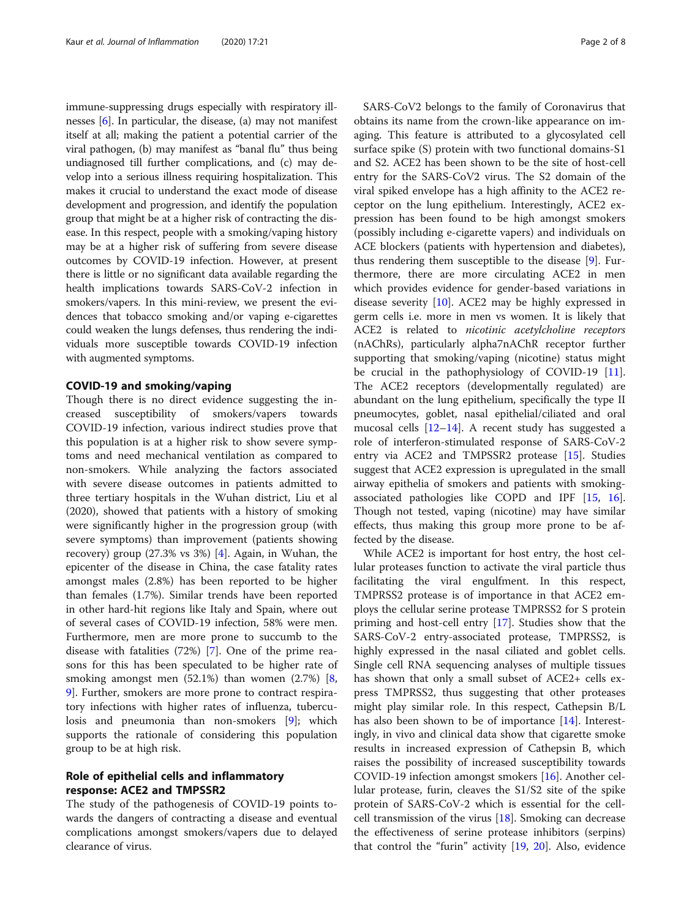immune-suppressing drugs especially with respiratory illnesses [6]. In particular, the disease, (a) may not manifest itself at all; making the patient a potential carrier of the viral pathogen, (b) may manifest as "banal flu" thus being undiagnosed till further complications, and (c) may develop into a serious illness requiring hospitalization. This makes it crucial to understand the exact mode of disease development and progression, and identify the population group that might be at a higher risk of contracting the disease. In this respect, people with a smoking/vaping history may be at a higher risk of suffering from severe disease outcomes by COVID-19 infection. However, at present there is little or no significant data available regarding the health implications towards SARS-CoV-2 infection in smokers/vapers. In this mini-review, we present the evidences that tobacco smoking and/or vaping e-cigarettes could weaken the lungs defenses, thus rendering the individuals more susceptible towards COVID-19 infection with augmented symptoms.

## COVID-19 and smoking/vaping

Though there is no direct evidence suggesting the increased susceptibility of smokers/vapers towards COVID-19 infection, various indirect studies prove that this population is at a higher risk to show severe symptoms and need mechanical ventilation as compared to non-smokers. While analyzing the factors associated with severe disease outcomes in patients admitted to three tertiary hospitals in the Wuhan district, Liu et al (2020), showed that patients with a history of smoking were significantly higher in the progression group (with severe symptoms) than improvement (patients showing recovery) group (27.3% vs 3%) [4]. Again, in Wuhan, the epicenter of the disease in China, the case fatality rates amongst males (2.8%) has been reported to be higher than females (1.7%). Similar trends have been reported in other hard-hit regions like Italy and Spain, where out of several cases of COVID-19 infection, 58% were men. Furthermore, men are more prone to succumb to the disease with fatalities (72%) [7]. One of the prime reasons for this has been speculated to be higher rate of smoking amongst men (52.1%) than women (2.7%) [8, 9]. Further, smokers are more prone to contract respiratory infections with higher rates of influenza, tuberculosis and pneumonia than non-smokers [9]; which supports the rationale of considering this population group to be at high risk.

## Role of epithelial cells and inflammatory response: ACE2 and TMPSSR2

The study of the pathogenesis of COVID-19 points towards the dangers of contracting a disease and eventual complications amongst smokers/vapers due to delayed clearance of virus.

SARS-CoV2 belongs to the family of Coronavirus that obtains its name from the crown-like appearance on imaging. This feature is attributed to a glycosylated cell surface spike (S) protein with two functional domains-S1 and S2. ACE2 has been shown to be the site of host-cell entry for the SARS-CoV2 virus. The S2 domain of the viral spiked envelope has a high affinity to the ACE2 receptor on the lung epithelium. Interestingly, ACE2 expression has been found to be high amongst smokers (possibly including e-cigarette vapers) and individuals on ACE blockers (patients with hypertension and diabetes), thus rendering them susceptible to the disease [9]. Furthermore, there are more circulating ACE2 in men which provides evidence for gender-based variations in disease severity [10]. ACE2 may be highly expressed in germ cells i.e. more in men vs women. It is likely that ACE2 is related to *nicotinic acetylcholine receptors* (nAChRs), particularly alpha7nAChR receptor further supporting that smoking/vaping (nicotine) status might be crucial in the pathophysiology of COVID-19 [11]. The ACE2 receptors (developmentally regulated) are abundant on the lung epithelium, specifically the type II pneumocytes, goblet, nasal epithelial/ciliated and oral mucosal cells [12–14]. A recent study has suggested a role of interferon-stimulated response of SARS-CoV-2 entry via ACE2 and TMPSSR2 protease [15]. Studies suggest that ACE2 expression is upregulated in the small airway epithelia of smokers and patients with smoking-associated pathologies like COPD and IPF [15, 16]. Though not tested, vaping (nicotine) may have similar effects, thus making this group more prone to be affected by the disease.

While ACE2 is important for host entry, the host cellular proteases function to activate the viral particle thus facilitating the viral engulfment. In this respect, TMPRSS2 protease is of importance in that ACE2 employs the cellular serine protease TMPRSS2 for S protein priming and host-cell entry [17]. Studies show that the SARS-CoV-2 entry-associated protease, TMPRSS2, is highly expressed in the nasal ciliated and goblet cells. Single cell RNA sequencing analyses of multiple tissues has shown that only a small subset of ACE2+ cells express TMPRSS2, thus suggesting that other proteases might play similar role. In this respect, Cathepsin B/L has also been shown to be of importance [14]. Interestingly, in vivo and clinical data show that cigarette smoke results in increased expression of Cathepsin B, which raises the possibility of increased susceptibility towards COVID-19 infection amongst smokers [16]. Another cellular protease, furin, cleaves the S1/S2 site of the spike protein of SARS-CoV-2 which is essential for the cell-cell transmission of the virus [18]. Smoking can decrease the effectiveness of serine protease inhibitors (serpins) that control the "furin" activity [19, 20]. Also, evidence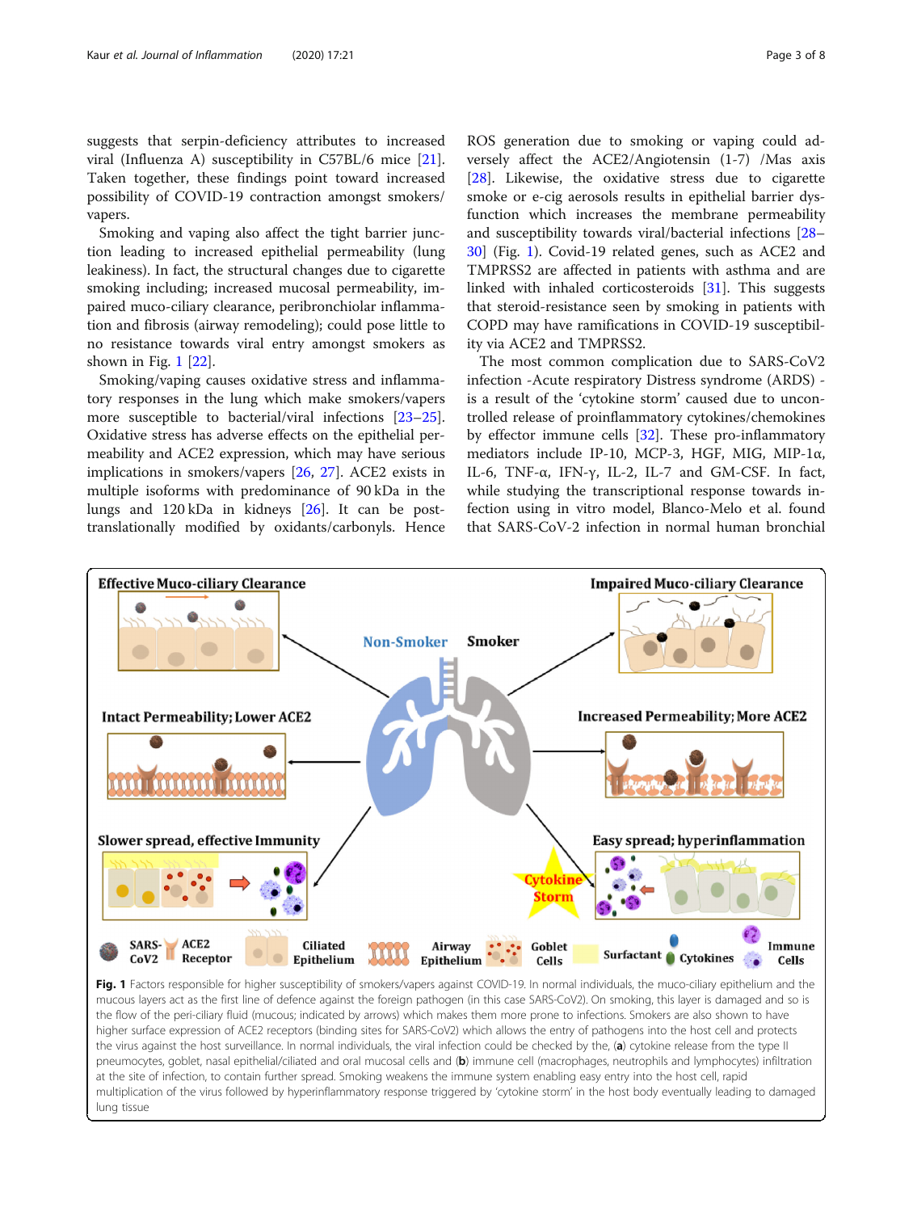suggests that serpin-deficiency attributes to increased viral (Influenza A) susceptibility in C57BL/6 mice [21]. Taken together, these findings point toward increased possibility of COVID-19 contraction amongst smokers/vapers.

Smoking and vaping also affect the tight barrier junction leading to increased epithelial permeability (lung leakiness). In fact, the structural changes due to cigarette smoking including; increased mucosal permeability, impaired muco-ciliary clearance, peribronchiolar inflammation and fibrosis (airway remodeling); could pose little to no resistance towards viral entry amongst smokers as shown in Fig. 1 [22].

Smoking/vaping causes oxidative stress and inflammatory responses in the lung which make smokers/vapers more susceptible to bacterial/viral infections [23–25]. Oxidative stress has adverse effects on the epithelial permeability and ACE2 expression, which may have serious implications in smokers/vapers [26, 27]. ACE2 exists in multiple isoforms with predominance of 90 kDa in the lungs and 120 kDa in kidneys [26]. It can be post-translationally modified by oxidants/carbonyls. Hence ROS generation due to smoking or vaping could adversely affect the ACE2/Angiotensin (1-7) /Mas axis [28]. Likewise, the oxidative stress due to cigarette smoke or e-cig aerosols results in epithelial barrier dysfunction which increases the membrane permeability and susceptibility towards viral/bacterial infections [28–30] (Fig. 1). Covid-19 related genes, such as ACE2 and TMPRSS2 are affected in patients with asthma and are linked with inhaled corticosteroids [31]. This suggests that steroid-resistance seen by smoking in patients with COPD may have ramifications in COVID-19 susceptibility via ACE2 and TMPRSS2.

The most common complication due to SARS-CoV2 infection -Acute respiratory Distress syndrome (ARDS) - is a result of the 'cytokine storm' caused due to uncontrolled release of proinflammatory cytokines/chemokines by effector immune cells [32]. These pro-inflammatory mediators include IP-10, MCP-3, HGF, MIG, MIP-1α, IL-6, TNF-α, IFN-γ, IL-2, IL-7 and GM-CSF. In fact, while studying the transcriptional response towards infection using in vitro model, Blanco-Melo et al. found that SARS-CoV-2 infection in normal human bronchial

**Fig. 1** Factors responsible for higher susceptibility of smokers/vapers against COVID-19. In normal individuals, the muco-ciliary epithelium and the mucous layers act as the first line of defence against the foreign pathogen (in this case SARS-CoV2). On smoking, this layer is damaged and so is the flow of the peri-ciliary fluid (mucous; indicated by arrows) which makes them more prone to infections. Smokers are also shown to have higher surface expression of ACE2 receptors (binding sites for SARS-CoV2) which allows the entry of pathogens into the host cell and protects the virus against the host surveillance. In normal individuals, the viral infection could be checked by the, (**a**) cytokine release from the type II pneumocytes, goblet, nasal epithelial/ciliated and oral mucosal cells and (**b**) immune cell (macrophages, neutrophils and lymphocytes) infiltration at the site of infection, to contain further spread. Smoking weakens the immune system enabling easy entry into the host cell, rapid multiplication of the virus followed by hyperinflammatory response triggered by 'cytokine storm' in the host body eventually leading to damaged lung tissue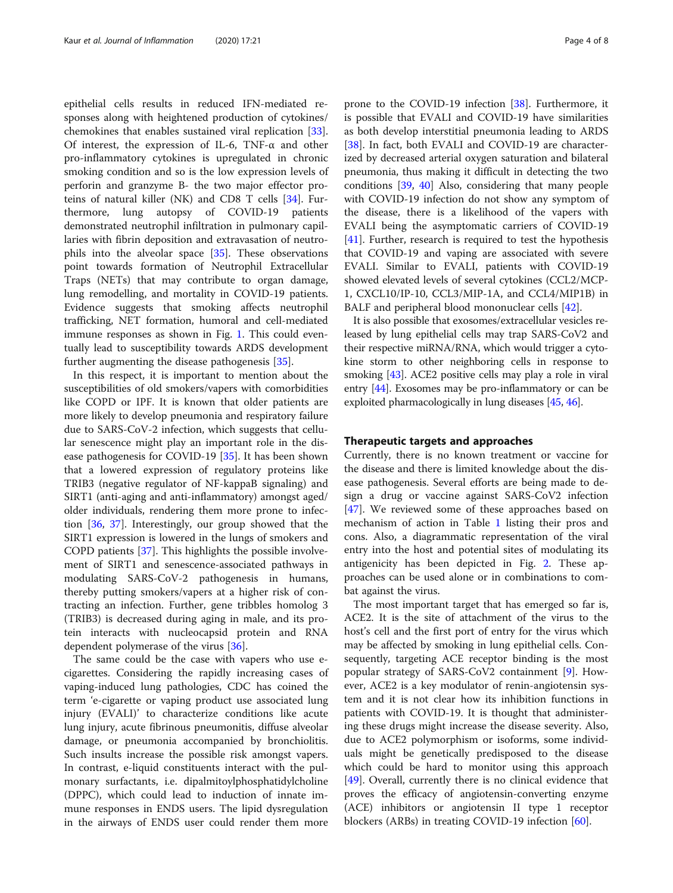epithelial cells results in reduced IFN-mediated responses along with heightened production of cytokines/chemokines that enables sustained viral replication [33]. Of interest, the expression of IL-6, TNF-α and other pro-inflammatory cytokines is upregulated in chronic smoking condition and so is the low expression levels of perforin and granzyme B- the two major effector proteins of natural killer (NK) and CD8 T cells [34]. Furthermore, lung autopsy of COVID-19 patients demonstrated neutrophil infiltration in pulmonary capillaries with fibrin deposition and extravasation of neutrophils into the alveolar space [35]. These observations point towards formation of Neutrophil Extracellular Traps (NETs) that may contribute to organ damage, lung remodelling, and mortality in COVID-19 patients. Evidence suggests that smoking affects neutrophil trafficking, NET formation, humoral and cell-mediated immune responses as shown in Fig. 1. This could eventually lead to susceptibility towards ARDS development further augmenting the disease pathogenesis [35].

In this respect, it is important to mention about the susceptibilities of old smokers/vapers with comorbidities like COPD or IPF. It is known that older patients are more likely to develop pneumonia and respiratory failure due to SARS-CoV-2 infection, which suggests that cellular senescence might play an important role in the disease pathogenesis for COVID-19 [35]. It has been shown that a lowered expression of regulatory proteins like TRIB3 (negative regulator of NF-kappaB signaling) and SIRT1 (anti-aging and anti-inflammatory) amongst aged/older individuals, rendering them more prone to infection [36, 37]. Interestingly, our group showed that the SIRT1 expression is lowered in the lungs of smokers and COPD patients [37]. This highlights the possible involvement of SIRT1 and senescence-associated pathways in modulating SARS-CoV-2 pathogenesis in humans, thereby putting smokers/vapers at a higher risk of contracting an infection. Further, gene tribbles homolog 3 (TRIB3) is decreased during aging in male, and its protein interacts with nucleocapsid protein and RNA dependent polymerase of the virus [36].

The same could be the case with vapers who use e-cigarettes. Considering the rapidly increasing cases of vaping-induced lung pathologies, CDC has coined the term 'e-cigarette or vaping product use associated lung injury (EVALI)' to characterize conditions like acute lung injury, acute fibrinous pneumonitis, diffuse alveolar damage, or pneumonia accompanied by bronchiolitis. Such insults increase the possible risk amongst vapers. In contrast, e-liquid constituents interact with the pulmonary surfactants, i.e. dipalmitoylphosphatidylcholine (DPPC), which could lead to induction of innate immune responses in ENDS users. The lipid dysregulation in the airways of ENDS user could render them more prone to the COVID-19 infection [38]. Furthermore, it is possible that EVALI and COVID-19 have similarities as both develop interstitial pneumonia leading to ARDS [38]. In fact, both EVALI and COVID-19 are characterized by decreased arterial oxygen saturation and bilateral pneumonia, thus making it difficult in detecting the two conditions [39, 40] Also, considering that many people with COVID-19 infection do not show any symptom of the disease, there is a likelihood of the vapers with EVALI being the asymptomatic carriers of COVID-19 [41]. Further, research is required to test the hypothesis that COVID-19 and vaping are associated with severe EVALI. Similar to EVALI, patients with COVID-19 showed elevated levels of several cytokines (CCL2/MCP-1, CXCL10/IP-10, CCL3/MIP-1A, and CCL4/MIP1B) in BALF and peripheral blood mononuclear cells [42].

It is also possible that exosomes/extracellular vesicles released by lung epithelial cells may trap SARS-CoV2 and their respective miRNA/RNA, which would trigger a cytokine storm to other neighboring cells in response to smoking [43]. ACE2 positive cells may play a role in viral entry [44]. Exosomes may be pro-inflammatory or can be exploited pharmacologically in lung diseases [45, 46].

## Therapeutic targets and approaches

Currently, there is no known treatment or vaccine for the disease and there is limited knowledge about the disease pathogenesis. Several efforts are being made to design a drug or vaccine against SARS-CoV2 infection [47]. We reviewed some of these approaches based on mechanism of action in Table 1 listing their pros and cons. Also, a diagrammatic representation of the viral entry into the host and potential sites of modulating its antigenicity has been depicted in Fig. 2. These approaches can be used alone or in combinations to combat against the virus.

The most important target that has emerged so far is, ACE2. It is the site of attachment of the virus to the host's cell and the first port of entry for the virus which may be affected by smoking in lung epithelial cells. Consequently, targeting ACE receptor binding is the most popular strategy of SARS-CoV2 containment [9]. However, ACE2 is a key modulator of renin-angiotensin system and it is not clear how its inhibition functions in patients with COVID-19. It is thought that administering these drugs might increase the disease severity. Also, due to ACE2 polymorphism or isoforms, some individuals might be genetically predisposed to the disease which could be hard to monitor using this approach [49]. Overall, currently there is no clinical evidence that proves the efficacy of angiotensin-converting enzyme (ACE) inhibitors or angiotensin II type 1 receptor blockers (ARBs) in treating COVID-19 infection [60].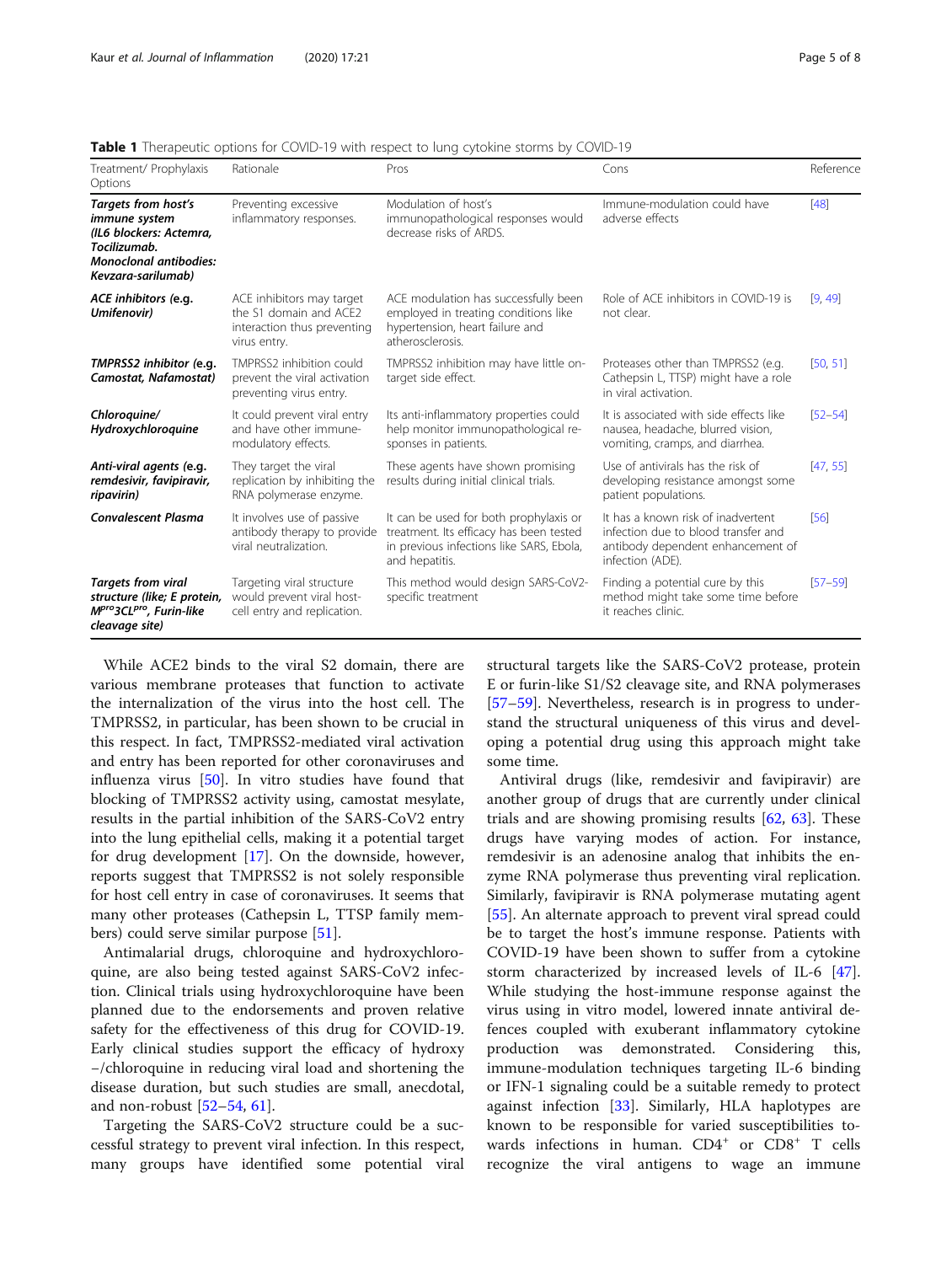**Table 1** Therapeutic options for COVID-19 with respect to lung cytokine storms by COVID-19

| Treatment/ Prophylaxis Options | Rationale | Pros | Cons | Reference |
|---|---|---|---|---|
| ***Targets from host's immune system (IL6 blockers: Actemra, Tocilizumab. Monoclonal antibodies: Kevzara-sarilumab)*** | Preventing excessive inflammatory responses. | Modulation of host's immunopathological responses would decrease risks of ARDS. | Immune-modulation could have adverse effects | [48] |
| ***ACE inhibitors (e.g. Umifenovir)*** | ACE inhibitors may target the S1 domain and ACE2 interaction thus preventing virus entry. | ACE modulation has successfully been employed in treating conditions like hypertension, heart failure and atherosclerosis. | Role of ACE inhibitors in COVID-19 is not clear. | [9, 49] |
| ***TMPRSS2 inhibitor (e.g. Camostat, Nafamostat)*** | TMPRSS2 inhibition could prevent the viral activation preventing virus entry. | TMPRSS2 inhibition may have little on-target side effect. | Proteases other than TMPRSS2 (e.g. Cathepsin L, TTSP) might have a role in viral activation. | [50, 51] |
| ***Chloroquine/ Hydroxychloroquine*** | It could prevent viral entry and have other immune-modulatory effects. | Its anti-inflammatory properties could help monitor immunopathological responses in patients. | It is associated with side effects like nausea, headache, blurred vision, vomiting, cramps, and diarrhea. | [52–54] |
| ***Anti-viral agents (e.g. remdesivir, favipiravir, ripavirin)*** | They target the viral replication by inhibiting the RNA polymerase enzyme. | These agents have shown promising results during initial clinical trials. | Use of antivirals has the risk of developing resistance amongst some patient populations. | [47, 55] |
| ***Convalescent Plasma*** | It involves use of passive antibody therapy to provide viral neutralization. | It can be used for both prophylaxis or treatment. Its efficacy has been tested in previous infections like SARS, Ebola, and hepatitis. | It has a known risk of inadvertent infection due to blood transfer and antibody dependent enhancement of infection (ADE). | [56] |
| ***Targets from viral structure (like; E protein, $M^{pro}3CL^{pro}$, Furin-like cleavage site)*** | Targeting viral structure would prevent viral host-cell entry and replication. | This method would design SARS-CoV2-specific treatment | Finding a potential cure by this method might take some time before it reaches clinic. | [57–59] |

While ACE2 binds to the viral S2 domain, there are various membrane proteases that function to activate the internalization of the virus into the host cell. The TMPRSS2, in particular, has been shown to be crucial in this respect. In fact, TMPRSS2-mediated viral activation and entry has been reported for other coronaviruses and influenza virus [50]. In vitro studies have found that blocking of TMPRSS2 activity using, camostat mesylate, results in the partial inhibition of the SARS-CoV2 entry into the lung epithelial cells, making it a potential target for drug development [17]. On the downside, however, reports suggest that TMPRSS2 is not solely responsible for host cell entry in case of coronaviruses. It seems that many other proteases (Cathepsin L, TTSP family members) could serve similar purpose [51].

Antimalarial drugs, chloroquine and hydroxychloroquine, are also being tested against SARS-CoV2 infection. Clinical trials using hydroxychloroquine have been planned due to the endorsements and proven relative safety for the effectiveness of this drug for COVID-19. Early clinical studies support the efficacy of hydroxy−/chloroquine in reducing viral load and shortening the disease duration, but such studies are small, anecdotal, and non-robust [52–54, 61].

Targeting the SARS-CoV2 structure could be a successful strategy to prevent viral infection. In this respect, many groups have identified some potential viral structural targets like the SARS-CoV2 protease, protein E or furin-like S1/S2 cleavage site, and RNA polymerases [57–59]. Nevertheless, research is in progress to understand the structural uniqueness of this virus and developing a potential drug using this approach might take some time.

Antiviral drugs (like, remdesivir and favipiravir) are another group of drugs that are currently under clinical trials and are showing promising results [62, 63]. These drugs have varying modes of action. For instance, remdesivir is an adenosine analog that inhibits the enzyme RNA polymerase thus preventing viral replication. Similarly, favipiravir is RNA polymerase mutating agent [55]. An alternate approach to prevent viral spread could be to target the host's immune response. Patients with COVID-19 have been shown to suffer from a cytokine storm characterized by increased levels of IL-6 [47]. While studying the host-immune response against the virus using in vitro model, lowered innate antiviral defences coupled with exuberant inflammatory cytokine production was demonstrated. Considering this, immune-modulation techniques targeting IL-6 binding or IFN-1 signaling could be a suitable remedy to protect against infection [33]. Similarly, HLA haplotypes are known to be responsible for varied susceptibilities towards infections in human. $CD4^{+}$ or $CD8^{+}$ T cells recognize the viral antigens to wage an immune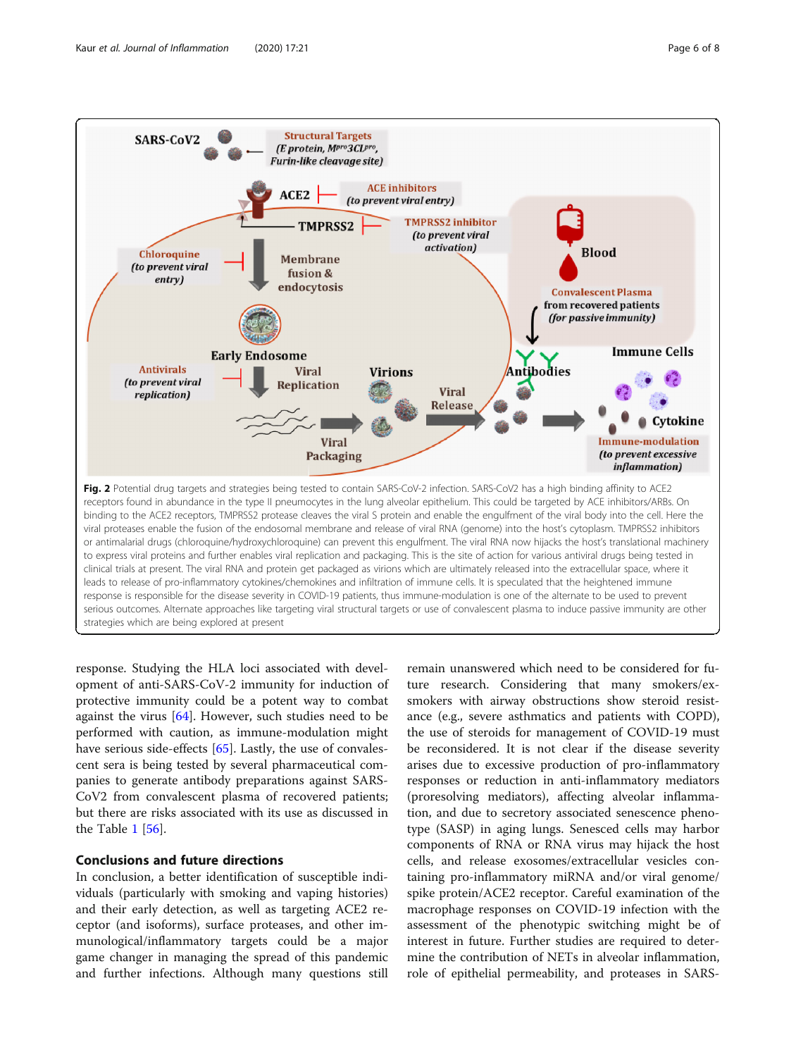**Fig. 2** Potential drug targets and strategies being tested to contain SARS-CoV-2 infection. SARS-CoV2 has a high binding affinity to ACE2 receptors found in abundance in the type II pneumocytes in the lung alveolar epithelium. This could be targeted by ACE inhibitors/ARBs. On binding to the ACE2 receptors, TMPRSS2 protease cleaves the viral S protein and enable the engulfment of the viral body into the cell. Here the viral proteases enable the fusion of the endosomal membrane and release of viral RNA (genome) into the host's cytoplasm. TMPRSS2 inhibitors or antimalarial drugs (chloroquine/hydroxychloroquine) can prevent this engulfment. The viral RNA now hijacks the host's translational machinery to express viral proteins and further enables viral replication and packaging. This is the site of action for various antiviral drugs being tested in clinical trials at present. The viral RNA and protein get packaged as virions which are ultimately released into the extracellular space, where it leads to release of pro-inflammatory cytokines/chemokines and infiltration of immune cells. It is speculated that the heightened immune response is responsible for the disease severity in COVID-19 patients, thus immune-modulation is one of the alternate to be used to prevent serious outcomes. Alternate approaches like targeting viral structural targets or use of convalescent plasma to induce passive immunity are other strategies which are being explored at present

response. Studying the HLA loci associated with development of anti-SARS-CoV-2 immunity for induction of protective immunity could be a potent way to combat against the virus [64]. However, such studies need to be performed with caution, as immune-modulation might have serious side-effects [65]. Lastly, the use of convalescent sera is being tested by several pharmaceutical companies to generate antibody preparations against SARS-CoV2 from convalescent plasma of recovered patients; but there are risks associated with its use as discussed in the Table 1 [56].

## Conclusions and future directions

In conclusion, a better identification of susceptible individuals (particularly with smoking and vaping histories) and their early detection, as well as targeting ACE2 receptor (and isoforms), surface proteases, and other immunological/inflammatory targets could be a major game changer in managing the spread of this pandemic and further infections. Although many questions still remain unanswered which need to be considered for future research. Considering that many smokers/ex-smokers with airway obstructions show steroid resistance (e.g., severe asthmatics and patients with COPD), the use of steroids for management of COVID-19 must be reconsidered. It is not clear if the disease severity arises due to excessive production of pro-inflammatory responses or reduction in anti-inflammatory mediators (proresolving mediators), affecting alveolar inflammation, and due to secretory associated senescence phenotype (SASP) in aging lungs. Senesced cells may harbor components of RNA or RNA virus may hijack the host cells, and release exosomes/extracellular vesicles containing pro-inflammatory miRNA and/or viral genome/spike protein/ACE2 receptor. Careful examination of the macrophage responses on COVID-19 infection with the assessment of the phenotypic switching might be of interest in future. Further studies are required to determine the contribution of NETs in alveolar inflammation, role of epithelial permeability, and proteases in SARS-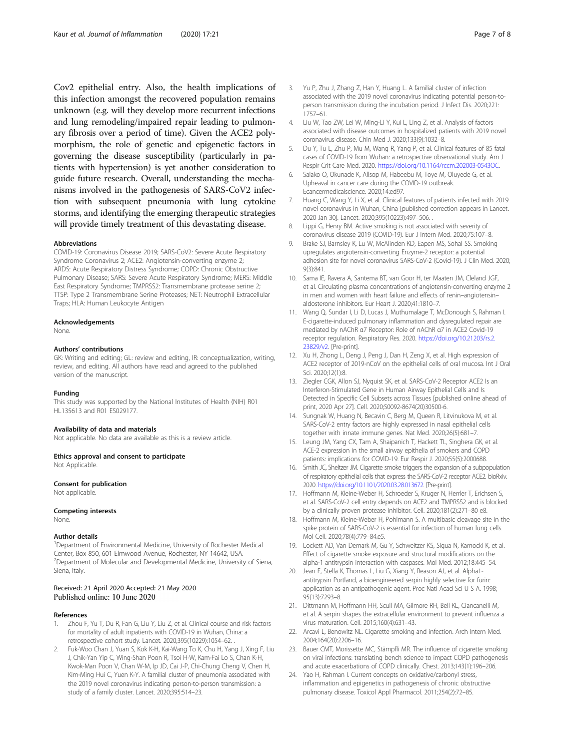Cov2 epithelial entry. Also, the health implications of this infection amongst the recovered population remains unknown (e.g. will they develop more recurrent infections and lung remodeling/impaired repair leading to pulmonary fibrosis over a period of time). Given the ACE2 polymorphism, the role of genetic and epigenetic factors in governing the disease susceptibility (particularly in patients with hypertension) is yet another consideration to guide future research. Overall, understanding the mechanisms involved in the pathogenesis of SARS-CoV2 infection with subsequent pneumonia with lung cytokine storms, and identifying the emerging therapeutic strategies will provide timely treatment of this devastating disease.

#### Abbreviations

COVID-19: Coronavirus Disease 2019; SARS-CoV2: Severe Acute Respiratory Syndrome Coronavirus 2; ACE2: Angiotensin-converting enzyme 2; ARDS: Acute Respiratory Distress Syndrome; COPD: Chronic Obstructive Pulmonary Disease; SARS: Severe Acute Respiratory Syndrome; MERS: Middle East Respiratory Syndrome; TMPRSS2: Transmembrane protease serine 2; TTSP: Type 2 Transmembrane Serine Proteases; NET: Neutrophil Extracellular Traps; HLA: Human Leukocyte Antigen

#### Acknowledgements

None.

#### Authors' contributions

GK: Writing and editing; GL: review and editing, IR: conceptualization, writing, review, and editing. All authors have read and agreed to the published version of the manuscript.

#### Funding

This study was supported by the National Institutes of Health (NIH) R01 HL135613 and R01 ES029177.

#### Availability of data and materials

Not applicable. No data are available as this is a review article.

#### Ethics approval and consent to participate

Not Applicable.

#### Consent for publication

Not applicable.

#### Competing interests

None.

#### Author details

[1]Department of Environmental Medicine, University of Rochester Medical Center, Box 850, 601 Elmwood Avenue, Rochester, NY 14642, USA. [2]Department of Molecular and Developmental Medicine, University of Siena, Siena, Italy.

Received: 21 April 2020 Accepted: 21 May 2020
Published online: 10 June 2020

#### References

1. Zhou F, Yu T, Du R, Fan G, Liu Y, Liu Z, et al. Clinical course and risk factors for mortality of adult inpatients with COVID-19 in Wuhan, China: a retrospective cohort study. Lancet. 2020;395(10229):1054–62. .
2. Fuk-Woo Chan J, Yuan S, Kok K-H, Kai-Wang To K, Chu H, Yang J, Xing F, Liu J, Chik-Yan Yip C, Wing-Shan Poon R, Tsoi H-W, Kam-Fai Lo S, Chan K-H, Kwok-Man Poon V, Chan W-M, Ip JD, Cai J-P, Chi-Chung Cheng V, Chen H, Kim-Ming Hui C, Yuen K-Y. A familial cluster of pneumonia associated with the 2019 novel coronavirus indicating person-to-person transmission: a study of a family cluster. Lancet. 2020;395:514–23.
3. Yu P, Zhu J, Zhang Z, Han Y, Huang L. A familial cluster of infection associated with the 2019 novel coronavirus indicating potential person-to-person transmission during the incubation period. J Infect Dis. 2020;221: 1757–61.
4. Liu W, Tao ZW, Lei W, Ming-Li Y, Kui L, Ling Z, et al. Analysis of factors associated with disease outcomes in hospitalized patients with 2019 novel coronavirus disease. Chin Med J. 2020;133(9):1032–8.
5. Du Y, Tu L, Zhu P, Mu M, Wang R, Yang P, et al. Clinical features of 85 fatal cases of COVID-19 from Wuhan: a retrospective observational study. Am J Respir Crit Care Med. 2020. https://doi.org/10.1164/rccm.202003-0543OC.
6. Salako O, Okunade K, Allsop M, Habeebu M, Toye M, Oluyede G, et al. Upheaval in cancer care during the COVID-19 outbreak. Ecancermedicalscience. 2020;14:ed97.
7. Huang C, Wang Y, Li X, et al. Clinical features of patients infected with 2019 novel coronavirus in Wuhan, China [published correction appears in Lancet. 2020 Jan 30]. Lancet. 2020;395(10223):497–506. .
8. Lippi G, Henry BM. Active smoking is not associated with severity of coronavirus disease 2019 (COVID-19). Eur J Intern Med. 2020;75:107–8.
9. Brake SJ, Barnsley K, Lu W, McAlinden KD, Eapen MS, Sohal SS. Smoking upregulates angiotensin-converting Enzyme-2 receptor: a potential adhesion site for novel coronavirus SARS-CoV-2 (Covid-19). J Clin Med. 2020; 9(3):841.
10. Sama IE, Ravera A, Santema BT, van Goor H, ter Maaten JM, Cleland JGF, et al. Circulating plasma concentrations of angiotensin-converting enzyme 2 in men and women with heart failure and effects of renin–angiotensin–aldosterone inhibitors. Eur Heart J. 2020;41:1810–7.
11. Wang Q, Sundar I, Li D, Lucas J, Muthumalage T, McDonough S, Rahman I. E-cigarette-induced pulmonary inflammation and dysregulated repair are mediated by nAChR α7 Receptor: Role of nAChR α7 in ACE2 Covid-19 receptor regulation. Respiratory Res. 2020. https://doi.org/10.21203/rs.2.23829/v2. [Pre-print].
12. Xu H, Zhong L, Deng J, Peng J, Dan H, Zeng X, et al. High expression of ACE2 receptor of 2019-nCoV on the epithelial cells of oral mucosa. Int J Oral Sci. 2020;12(1):8.
13. Ziegler CGK, Allon SJ, Nyquist SK, et al. SARS-CoV-2 Receptor ACE2 Is an Interferon-Stimulated Gene in Human Airway Epithelial Cells and Is Detected in Specific Cell Subsets across Tissues [published online ahead of print, 2020 Apr 27]. Cell. 2020;S0092-8674(20)30500-6.
14. Sungnak W, Huang N, Becavin C, Berg M, Queen R, Litvinukova M, et al. SARS-CoV-2 entry factors are highly expressed in nasal epithelial cells together with innate immune genes. Nat Med. 2020;26(5):681–7.
15. Leung JM, Yang CX, Tam A, Shaipanich T, Hackett TL, Singhera GK, et al. ACE-2 expression in the small airway epithelia of smokers and COPD patients: implications for COVID-19. Eur Respir J. 2020;55(5):2000688.
16. Smith JC, Sheltzer JM. Cigarette smoke triggers the expansion of a subpopulation of respiratory epithelial cells that express the SARS-CoV-2 receptor ACE2. bioRxiv. 2020. https://doi.org/10.1101/2020.03.28.013672. [Pre-print].
17. Hoffmann M, Kleine-Weber H, Schroeder S, Kruger N, Herrler T, Erichsen S, et al. SARS-CoV-2 cell entry depends on ACE2 and TMPRSS2 and is blocked by a clinically proven protease inhibitor. Cell. 2020;181(2):271–80 e8.
18. Hoffmann M, Kleine-Weber H, Pohlmann S. A multibasic cleavage site in the spike protein of SARS-CoV-2 is essential for infection of human lung cells. Mol Cell. 2020;78(4):779–84.e5.
19. Lockett AD, Van Demark M, Gu Y, Schweitzer KS, Sigua N, Kamocki K, et al. Effect of cigarette smoke exposure and structural modifications on the alpha-1 antitrypsin interaction with caspases. Mol Med. 2012;18:445–54.
20. Jean F, Stella K, Thomas L, Liu G, Xiang Y, Reason AJ, et al. Alpha1-antitrypsin Portland, a bioengineered serpin highly selective for furin: application as an antipathogenic agent. Proc Natl Acad Sci U S A. 1998; 95(13):7293–8.
21. Dittmann M, Hoffmann HH, Scull MA, Gilmore RH, Bell KL, Ciancanelli M, et al. A serpin shapes the extracellular environment to prevent influenza a virus maturation. Cell. 2015;160(4):631–43.
22. Arcavi L, Benowitz NL. Cigarette smoking and infection. Arch Intern Med. 2004;164(20):2206–16.
23. Bauer CMT, Morissette MC, Stämpfli MR. The influence of cigarette smoking on viral infections: translating bench science to impact COPD pathogenesis and acute exacerbations of COPD clinically. Chest. 2013;143(1):196–206.
24. Yao H, Rahman I. Current concepts on oxidative/carbonyl stress, inflammation and epigenetics in pathogenesis of chronic obstructive pulmonary disease. Toxicol Appl Pharmacol. 2011;254(2):72–85.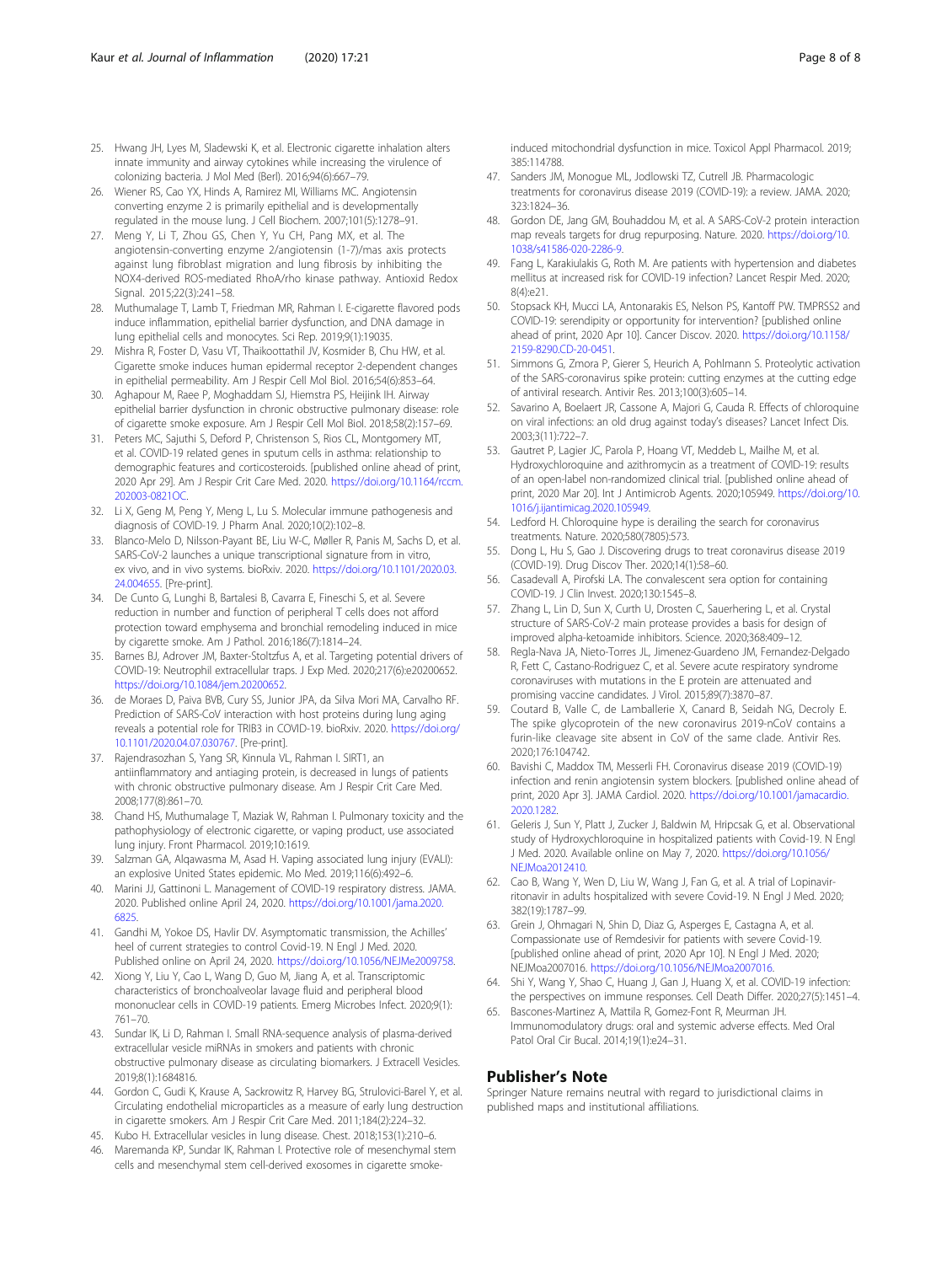25. Hwang JH, Lyes M, Sladewski K, et al. Electronic cigarette inhalation alters innate immunity and airway cytokines while increasing the virulence of colonizing bacteria. J Mol Med (Berl). 2016;94(6):667–79.
26. Wiener RS, Cao YX, Hinds A, Ramirez MI, Williams MC. Angiotensin converting enzyme 2 is primarily epithelial and is developmentally regulated in the mouse lung. J Cell Biochem. 2007;101(5):1278–91.
27. Meng Y, Li T, Zhou GS, Chen Y, Yu CH, Pang MX, et al. The angiotensin-converting enzyme 2/angiotensin (1-7)/mas axis protects against lung fibroblast migration and lung fibrosis by inhibiting the NOX4-derived ROS-mediated RhoA/rho kinase pathway. Antioxid Redox Signal. 2015;22(3):241–58.
28. Muthumalage T, Lamb T, Friedman MR, Rahman I. E-cigarette flavored pods induce inflammation, epithelial barrier dysfunction, and DNA damage in lung epithelial cells and monocytes. Sci Rep. 2019;9(1):19035.
29. Mishra R, Foster D, Vasu VT, Thaikoottathil JV, Kosmider B, Chu HW, et al. Cigarette smoke induces human epidermal receptor 2-dependent changes in epithelial permeability. Am J Respir Cell Mol Biol. 2016;54(6):853–64.
30. Aghapour M, Raee P, Moghaddam SJ, Hiemstra PS, Heijink IH. Airway epithelial barrier dysfunction in chronic obstructive pulmonary disease: role of cigarette smoke exposure. Am J Respir Cell Mol Biol. 2018;58(2):157–69.
31. Peters MC, Sajuthi S, Deford P, Christenson S, Rios CL, Montgomery MT, et al. COVID-19 related genes in sputum cells in asthma: relationship to demographic features and corticosteroids. [published online ahead of print, 2020 Apr 29]. Am J Respir Crit Care Med. 2020. https://doi.org/10.1164/rccm.202003-0821OC.
32. Li X, Geng M, Peng Y, Meng L, Lu S. Molecular immune pathogenesis and diagnosis of COVID-19. J Pharm Anal. 2020;10(2):102–8.
33. Blanco-Melo D, Nilsson-Payant BE, Liu W-C, Møller R, Panis M, Sachs D, et al. SARS-CoV-2 launches a unique transcriptional signature from in vitro, ex vivo, and in vivo systems. bioRxiv. 2020. https://doi.org/10.1101/2020.03.24.004655. [Pre-print].
34. De Cunto G, Lunghi B, Bartalesi B, Cavarra E, Fineschi S, et al. Severe reduction in number and function of peripheral T cells does not afford protection toward emphysema and bronchial remodeling induced in mice by cigarette smoke. Am J Pathol. 2016;186(7):1814–24.
35. Barnes BJ, Adrover JM, Baxter-Stoltzfus A, et al. Targeting potential drivers of COVID-19: Neutrophil extracellular traps. J Exp Med. 2020;217(6):e20200652. https://doi.org/10.1084/jem.20200652.
36. de Moraes D, Paiva BVB, Cury SS, Junior JPA, da Silva Mori MA, Carvalho RF. Prediction of SARS-CoV interaction with host proteins during lung aging reveals a potential role for TRIB3 in COVID-19. bioRxiv. 2020. https://doi.org/10.1101/2020.04.07.030767. [Pre-print].
37. Rajendrasozhan S, Yang SR, Kinnula VL, Rahman I. SIRT1, an antiinflammatory and antiaging protein, is decreased in lungs of patients with chronic obstructive pulmonary disease. Am J Respir Crit Care Med. 2008;177(8):861–70.
38. Chand HS, Muthumalage T, Maziak W, Rahman I. Pulmonary toxicity and the pathophysiology of electronic cigarette, or vaping product, use associated lung injury. Front Pharmacol. 2019;10:1619.
39. Salzman GA, Alqawasma M, Asad H. Vaping associated lung injury (EVALI): an explosive United States epidemic. Mo Med. 2019;116(6):492–6.
40. Marini JJ, Gattinoni L. Management of COVID-19 respiratory distress. JAMA. 2020. Published online April 24, 2020. https://doi.org/10.1001/jama.2020.6825.
41. Gandhi M, Yokoe DS, Havlir DV. Asymptomatic transmission, the Achilles' heel of current strategies to control Covid-19. N Engl J Med. 2020. Published online on April 24, 2020. https://doi.org/10.1056/NEJMe2009758.
42. Xiong Y, Liu Y, Cao L, Wang D, Guo M, Jiang A, et al. Transcriptomic characteristics of bronchoalveolar lavage fluid and peripheral blood mononuclear cells in COVID-19 patients. Emerg Microbes Infect. 2020;9(1):761–70.
43. Sundar IK, Li D, Rahman I. Small RNA-sequence analysis of plasma-derived extracellular vesicle miRNAs in smokers and patients with chronic obstructive pulmonary disease as circulating biomarkers. J Extracell Vesicles. 2019;8(1):1684816.
44. Gordon C, Gudi K, Krause A, Sackrowitz R, Harvey BG, Strulovici-Barel Y, et al. Circulating endothelial microparticles as a measure of early lung destruction in cigarette smokers. Am J Respir Crit Care Med. 2011;184(2):224–32.
45. Kubo H. Extracellular vesicles in lung disease. Chest. 2018;153(1):210–6.
46. Maremanda KP, Sundar IK, Rahman I. Protective role of mesenchymal stem cells and mesenchymal stem cell-derived exosomes in cigarette smoke-induced mitochondrial dysfunction in mice. Toxicol Appl Pharmacol. 2019;385:114788.
47. Sanders JM, Monogue ML, Jodlowski TZ, Cutrell JB. Pharmacologic treatments for coronavirus disease 2019 (COVID-19): a review. JAMA. 2020;323:1824–36.
48. Gordon DE, Jang GM, Bouhaddou M, et al. A SARS-CoV-2 protein interaction map reveals targets for drug repurposing. Nature. 2020. https://doi.org/10.1038/s41586-020-2286-9.
49. Fang L, Karakiulakis G, Roth M. Are patients with hypertension and diabetes mellitus at increased risk for COVID-19 infection? Lancet Respir Med. 2020;8(4):e21.
50. Stopsack KH, Mucci LA, Antonarakis ES, Nelson PS, Kantoff PW. TMPRSS2 and COVID-19: serendipity or opportunity for intervention? [published online ahead of print, 2020 Apr 10]. Cancer Discov. 2020. https://doi.org/10.1158/2159-8290.CD-20-0451.
51. Simmons G, Zmora P, Gierer S, Heurich A, Pohlmann S. Proteolytic activation of the SARS-coronavirus spike protein: cutting enzymes at the cutting edge of antiviral research. Antivir Res. 2013;100(3):605–14.
52. Savarino A, Boelaert JR, Cassone A, Majori G, Cauda R. Effects of chloroquine on viral infections: an old drug against today's diseases? Lancet Infect Dis. 2003;3(11):722–7.
53. Gautret P, Lagier JC, Parola P, Hoang VT, Meddeb L, Mailhe M, et al. Hydroxychloroquine and azithromycin as a treatment of COVID-19: results of an open-label non-randomized clinical trial. [published online ahead of print, 2020 Mar 20]. Int J Antimicrob Agents. 2020;105949. https://doi.org/10.1016/j.ijantimicag.2020.105949.
54. Ledford H. Chloroquine hype is derailing the search for coronavirus treatments. Nature. 2020;580(7805):573.
55. Dong L, Hu S, Gao J. Discovering drugs to treat coronavirus disease 2019 (COVID-19). Drug Discov Ther. 2020;14(1):58–60.
56. Casadevall A, Pirofski LA. The convalescent sera option for containing COVID-19. J Clin Invest. 2020;130:1545–8.
57. Zhang L, Lin D, Sun X, Curth U, Drosten C, Sauerhering L, et al. Crystal structure of SARS-CoV-2 main protease provides a basis for design of improved alpha-ketoamide inhibitors. Science. 2020;368:409–12.
58. Regla-Nava JA, Nieto-Torres JL, Jimenez-Guardeno JM, Fernandez-Delgado R, Fett C, Castano-Rodriguez C, et al. Severe acute respiratory syndrome coronaviruses with mutations in the E protein are attenuated and promising vaccine candidates. J Virol. 2015;89(7):3870–87.
59. Coutard B, Valle C, de Lamballerie X, Canard B, Seidah NG, Decroly E. The spike glycoprotein of the new coronavirus 2019-nCoV contains a furin-like cleavage site absent in CoV of the same clade. Antivir Res. 2020;176:104742.
60. Bavishi C, Maddox TM, Messerli FH. Coronavirus disease 2019 (COVID-19) infection and renin angiotensin system blockers. [published online ahead of print, 2020 Apr 3]. JAMA Cardiol. 2020. https://doi.org/10.1001/jamacardio.2020.1282.
61. Geleris J, Sun Y, Platt J, Zucker J, Baldwin M, Hripcsak G, et al. Observational study of Hydroxychloroquine in hospitalized patients with Covid-19. N Engl J Med. 2020. Available online on May 7, 2020. https://doi.org/10.1056/NEJMoa2012410.
62. Cao B, Wang Y, Wen D, Liu W, Wang J, Fan G, et al. A trial of Lopinavir-ritonavir in adults hospitalized with severe Covid-19. N Engl J Med. 2020;382(19):1787–99.
63. Grein J, Ohmagari N, Shin D, Diaz G, Asperges E, Castagna A, et al. Compassionate use of Remdesivir for patients with severe Covid-19. [published online ahead of print, 2020 Apr 10]. N Engl J Med. 2020; NEJMoa2007016. https://doi.org/10.1056/NEJMoa2007016.
64. Shi Y, Wang Y, Shao C, Huang J, Gan J, Huang X, et al. COVID-19 infection: the perspectives on immune responses. Cell Death Differ. 2020;27(5):1451–4.
65. Bascones-Martinez A, Mattila R, Gomez-Font R, Meurman JH. Immunomodulatory drugs: oral and systemic adverse effects. Med Oral Patol Oral Cir Bucal. 2014;19(1):e24–31.

## Publisher's Note

Springer Nature remains neutral with regard to jurisdictional claims in published maps and institutional affiliations.